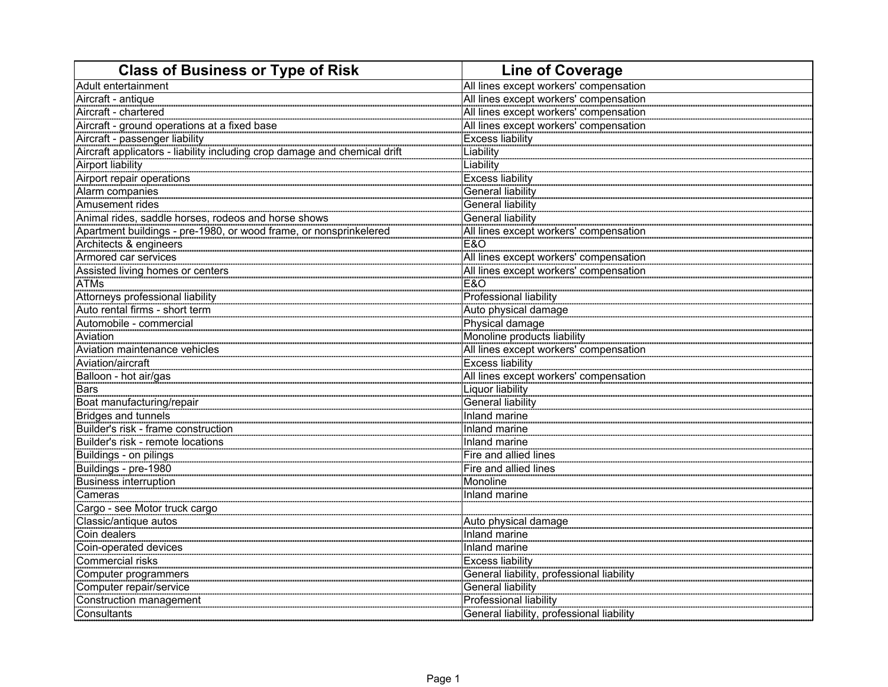| Class of Business or Type of Risk | Line of Coverage |
|---|---|
| Adult entertainment | All lines except workers' compensation |
| Aircraft - antique | All lines except workers' compensation |
| Aircraft - chartered | All lines except workers' compensation |
| Aircraft - ground operations at a fixed base | All lines except workers' compensation |
| Aircraft - passenger liability | Excess liability |
| Aircraft applicators - liability including crop damage and chemical drift | Liability |
| Airport liability | Liability |
| Airport repair operations | Excess liability |
| Alarm companies | General liability |
| Amusement rides | General liability |
| Animal rides, saddle horses, rodeos and horse shows | General liability |
| Apartment buildings - pre-1980, or wood frame, or nonsprinkelered | All lines except workers' compensation |
| Architects & engineers | E&O |
| Armored car services | All lines except workers' compensation |
| Assisted living homes or centers | All lines except workers' compensation |
| ATMs | E&O |
| Attorneys professional liability | Professional liability |
| Auto rental firms - short term | Auto physical damage |
| Automobile - commercial | Physical damage |
| Aviation | Monoline products liability |
| Aviation maintenance vehicles | All lines except workers' compensation |
| Aviation/aircraft | Excess liability |
| Balloon - hot air/gas | All lines except workers' compensation |
| Bars | Liquor liability |
| Boat manufacturing/repair | General liability |
| Bridges and tunnels | Inland marine |
| Builder's risk - frame construction | Inland marine |
| Builder's risk - remote locations | Inland marine |
| Buildings - on pilings | Fire and allied lines |
| Buildings - pre-1980 | Fire and allied lines |
| Business interruption | Monoline |
| Cameras | Inland marine |
| Cargo - see Motor truck cargo | |
| Classic/antique autos | Auto physical damage |
| Coin dealers | Inland marine |
| Coin-operated devices | Inland marine |
| Commercial risks | Excess liability |
| Computer programmers | General liability, professional liability |
| Computer repair/service | General liability |
| Construction management | Professional liability |
| Consultants | General liability, professional liability |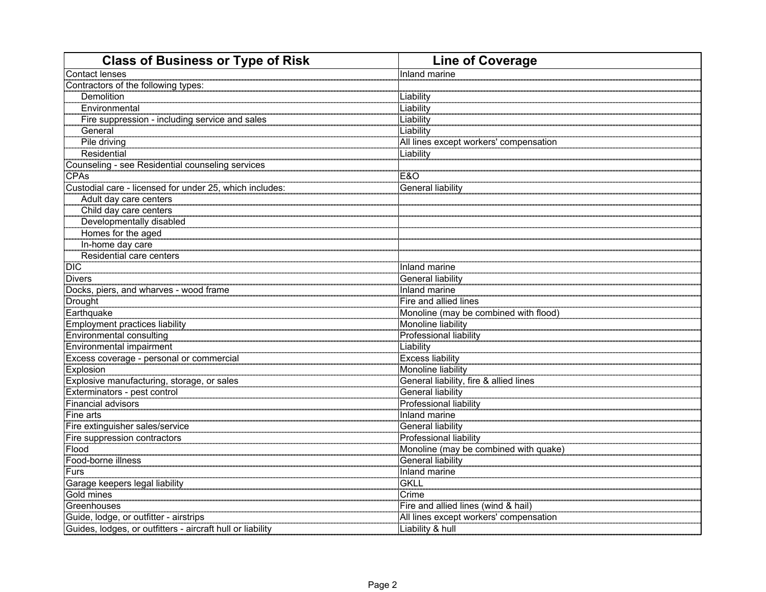| Class of Business or Type of Risk | Line of Coverage |
|---|---|
| Contact lenses | Inland marine |
| Contractors of the following types: | |
| Demolition | Liability |
| Environmental | Liability |
| Fire suppression - including service and sales | Liability |
| General | Liability |
| Pile driving | All lines except workers' compensation |
| Residential | Liability |
| Counseling - see Residential counseling services | |
| CPAs | E&O |
| Custodial care - licensed for under 25, which includes: | General liability |
| Adult day care centers | |
| Child day care centers | |
| Developmentally disabled | |
| Homes for the aged | |
| In-home day care | |
| Residential care centers | |
| DIC | Inland marine |
| Divers | General liability |
| Docks, piers, and wharves - wood frame | Inland marine |
| Drought | Fire and allied lines |
| Earthquake | Monoline (may be combined with flood) |
| Employment practices liability | Monoline liability |
| Environmental consulting | Professional liability |
| Environmental impairment | Liability |
| Excess coverage - personal or commercial | Excess liability |
| Explosion | Monoline liability |
| Explosive manufacturing, storage, or sales | General liability, fire & allied lines |
| Exterminators - pest control | General liability |
| Financial advisors | Professional liability |
| Fine arts | Inland marine |
| Fire extinguisher sales/service | General liability |
| Fire suppression contractors | Professional liability |
| Flood | Monoline (may be combined with quake) |
| Food-borne illness | General liability |
| Furs | Inland marine |
| Garage keepers legal liability | GKLL |
| Gold mines | Crime |
| Greenhouses | Fire and allied lines (wind & hail) |
| Guide, lodge, or outfitter - airstrips | All lines except workers' compensation |
| Guides, lodges, or outfitters - aircraft hull or liability | Liability & hull |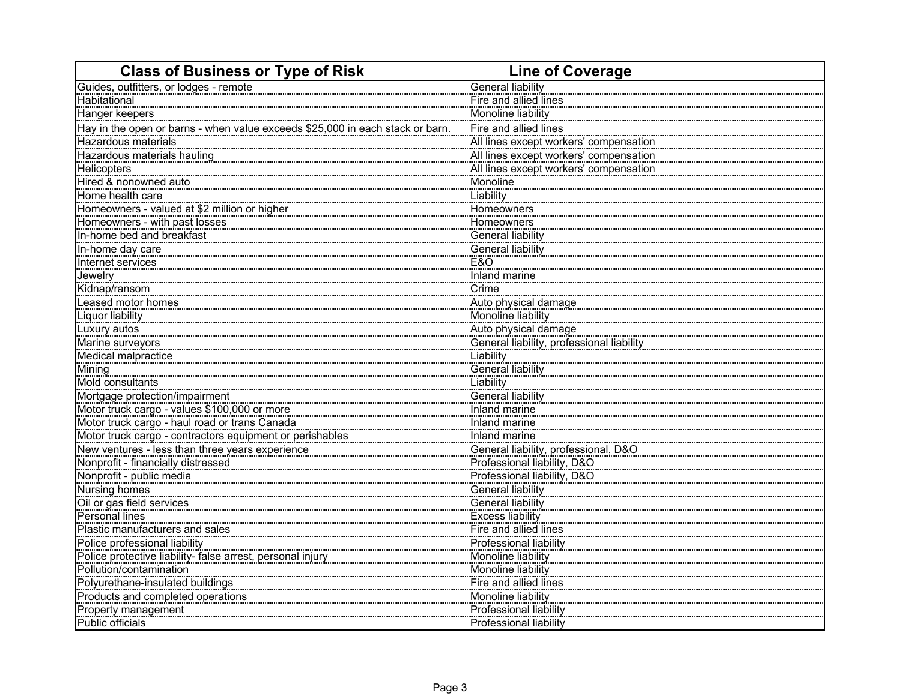| Class of Business or Type of Risk | Line of Coverage |
|---|---|
| Guides, outfitters, or lodges - remote | General liability |
| Habitational | Fire and allied lines |
| Hanger keepers | Monoline liability |
| Hay in the open or barns - when value exceeds $25,000 in each stack or barn. | Fire and allied lines |
| Hazardous materials | All lines except workers' compensation |
| Hazardous materials hauling | All lines except workers' compensation |
| Helicopters | All lines except workers' compensation |
| Hired & nonowned auto | Monoline |
| Home health care | Liability |
| Homeowners - valued at $2 million or higher | Homeowners |
| Homeowners - with past losses | Homeowners |
| In-home bed and breakfast | General liability |
| In-home day care | General liability |
| Internet services | E&O |
| Jewelry | Inland marine |
| Kidnap/ransom | Crime |
| Leased motor homes | Auto physical damage |
| Liquor liability | Monoline liability |
| Luxury autos | Auto physical damage |
| Marine surveyors | General liability, professional liability |
| Medical malpractice | Liability |
| Mining | General liability |
| Mold consultants | Liability |
| Mortgage protection/impairment | General liability |
| Motor truck cargo - values $100,000 or more | Inland marine |
| Motor truck cargo - haul road or trans Canada | Inland marine |
| Motor truck cargo - contractors equipment or perishables | Inland marine |
| New ventures - less than three years experience | General liability, professional, D&O |
| Nonprofit - financially distressed | Professional liability, D&O |
| Nonprofit - public media | Professional liability, D&O |
| Nursing homes | General liability |
| Oil or gas field services | General liability |
| Personal lines | Excess liability |
| Plastic manufacturers and sales | Fire and allied lines |
| Police professional liability | Professional liability |
| Police protective liability- false arrest, personal injury | Monoline liability |
| Pollution/contamination | Monoline liability |
| Polyurethane-insulated buildings | Fire and allied lines |
| Products and completed operations | Monoline liability |
| Property management | Professional liability |
| Public officials | Professional liability |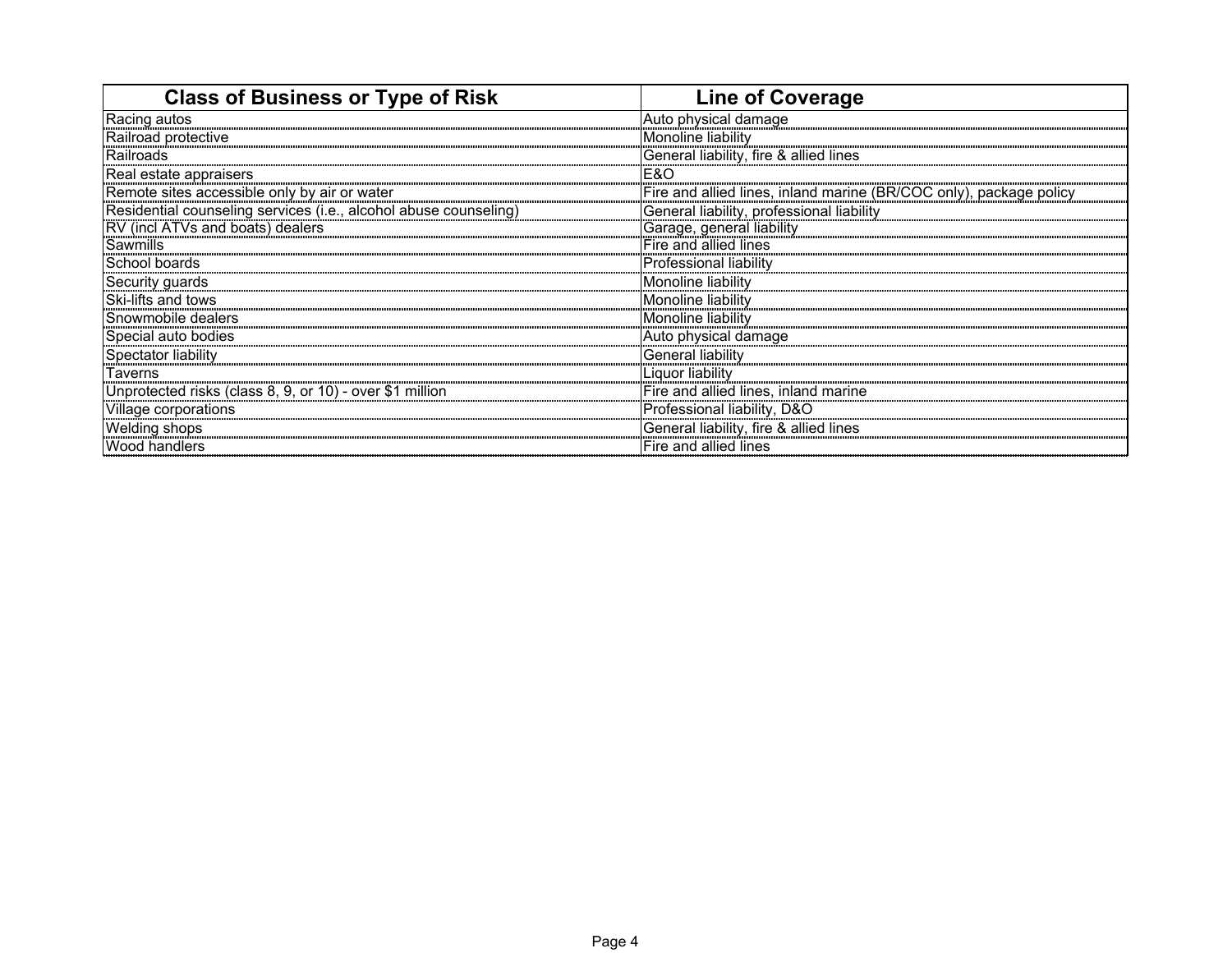| Class of Business or Type of Risk | Line of Coverage |
| --- | --- |
| Racing autos | Auto physical damage |
| Railroad protective | Monoline liability |
| Railroads | General liability, fire & allied lines |
| Real estate appraisers | E&O |
| Remote sites accessible only by air or water | Fire and allied lines, inland marine (BR/COC only), package policy |
| Residential counseling services (i.e., alcohol abuse counseling) | General liability, professional liability |
| RV (incl ATVs and boats) dealers | Garage, general liability |
| Sawmills | Fire and allied lines |
| School boards | Professional liability |
| Security guards | Monoline liability |
| Ski-lifts and tows | Monoline liability |
| Snowmobile dealers | Monoline liability |
| Special auto bodies | Auto physical damage |
| Spectator liability | General liability |
| Taverns | Liquor liability |
| Unprotected risks (class 8, 9, or 10) - over $1 million | Fire and allied lines, inland marine |
| Village corporations | Professional liability, D&O |
| Welding shops | General liability, fire & allied lines |
| Wood handlers | Fire and allied lines |